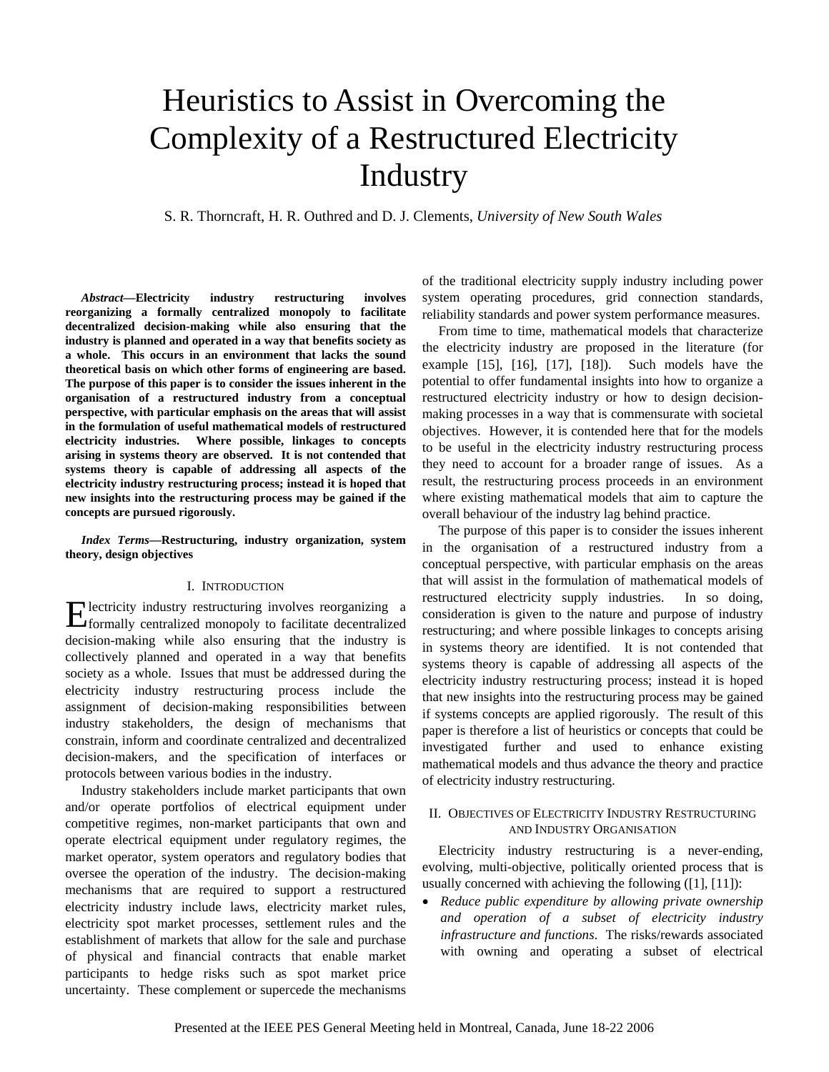# Heuristics to Assist in Overcoming the Complexity of a Restructured Electricity Industry

S. R. Thorncraft, H. R. Outhred and D. J. Clements, *University of New South Wales*

***Abstract*—Electricity industry restructuring involves reorganizing a formally centralized monopoly to facilitate decentralized decision-making while also ensuring that the industry is planned and operated in a way that benefits society as a whole. This occurs in an environment that lacks the sound theoretical basis on which other forms of engineering are based. The purpose of this paper is to consider the issues inherent in the organisation of a restructured industry from a conceptual perspective, with particular emphasis on the areas that will assist in the formulation of useful mathematical models of restructured electricity industries. Where possible, linkages to concepts arising in systems theory are observed. It is not contended that systems theory is capable of addressing all aspects of the electricity industry restructuring process; instead it is hoped that new insights into the restructuring process may be gained if the concepts are pursued rigorously.**

***Index Terms*—Restructuring, industry organization, system theory, design objectives**

## I. Introduction

Electricity industry restructuring involves reorganizing a formally centralized monopoly to facilitate decentralized decision-making while also ensuring that the industry is collectively planned and operated in a way that benefits society as a whole. Issues that must be addressed during the electricity industry restructuring process include the assignment of decision-making responsibilities between industry stakeholders, the design of mechanisms that constrain, inform and coordinate centralized and decentralized decision-makers, and the specification of interfaces or protocols between various bodies in the industry.

Industry stakeholders include market participants that own and/or operate portfolios of electrical equipment under competitive regimes, non-market participants that own and operate electrical equipment under regulatory regimes, the market operator, system operators and regulatory bodies that oversee the operation of the industry. The decision-making mechanisms that are required to support a restructured electricity industry include laws, electricity market rules, electricity spot market processes, settlement rules and the establishment of markets that allow for the sale and purchase of physical and financial contracts that enable market participants to hedge risks such as spot market price uncertainty. These complement or supercede the mechanisms of the traditional electricity supply industry including power system operating procedures, grid connection standards, reliability standards and power system performance measures.

From time to time, mathematical models that characterize the electricity industry are proposed in the literature (for example [15], [16], [17], [18]). Such models have the potential to offer fundamental insights into how to organize a restructured electricity industry or how to design decision-making processes in a way that is commensurate with societal objectives. However, it is contended here that for the models to be useful in the electricity industry restructuring process they need to account for a broader range of issues. As a result, the restructuring process proceeds in an environment where existing mathematical models that aim to capture the overall behaviour of the industry lag behind practice.

The purpose of this paper is to consider the issues inherent in the organisation of a restructured industry from a conceptual perspective, with particular emphasis on the areas that will assist in the formulation of mathematical models of restructured electricity supply industries. In so doing, consideration is given to the nature and purpose of industry restructuring; and where possible linkages to concepts arising in systems theory are identified. It is not contended that systems theory is capable of addressing all aspects of the electricity industry restructuring process; instead it is hoped that new insights into the restructuring process may be gained if systems concepts are applied rigorously. The result of this paper is therefore a list of heuristics or concepts that could be investigated further and used to enhance existing mathematical models and thus advance the theory and practice of electricity industry restructuring.

## II. Objectives of Electricity Industry Restructuring and Industry Organisation

Electricity industry restructuring is a never-ending, evolving, multi-objective, politically oriented process that is usually concerned with achieving the following ([1], [11]):

- *Reduce public expenditure by allowing private ownership and operation of a subset of electricity industry infrastructure and functions*. The risks/rewards associated with owning and operating a subset of electrical

Presented at the IEEE PES General Meeting held in Montreal, Canada, June 18-22 2006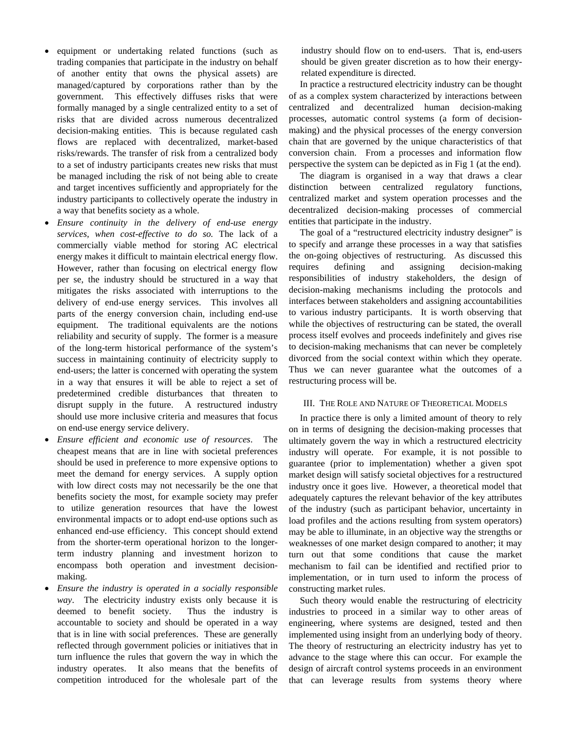- equipment or undertaking related functions (such as trading companies that participate in the industry on behalf of another entity that owns the physical assets) are managed/captured by corporations rather than by the government. This effectively diffuses risks that were formally managed by a single centralized entity to a set of risks that are divided across numerous decentralized decision-making entities. This is because regulated cash flows are replaced with decentralized, market-based risks/rewards. The transfer of risk from a centralized body to a set of industry participants creates new risks that must be managed including the risk of not being able to create and target incentives sufficiently and appropriately for the industry participants to collectively operate the industry in a way that benefits society as a whole.
- *Ensure continuity in the delivery of end-use energy services, when cost-effective to do so.* The lack of a commercially viable method for storing AC electrical energy makes it difficult to maintain electrical energy flow. However, rather than focusing on electrical energy flow per se, the industry should be structured in a way that mitigates the risks associated with interruptions to the delivery of end-use energy services. This involves all parts of the energy conversion chain, including end-use equipment. The traditional equivalents are the notions reliability and security of supply. The former is a measure of the long-term historical performance of the system's success in maintaining continuity of electricity supply to end-users; the latter is concerned with operating the system in a way that ensures it will be able to reject a set of predetermined credible disturbances that threaten to disrupt supply in the future. A restructured industry should use more inclusive criteria and measures that focus on end-use energy service delivery.
- *Ensure efficient and economic use of resources*. The cheapest means that are in line with societal preferences should be used in preference to more expensive options to meet the demand for energy services. A supply option with low direct costs may not necessarily be the one that benefits society the most, for example society may prefer to utilize generation resources that have the lowest environmental impacts or to adopt end-use options such as enhanced end-use efficiency. This concept should extend from the shorter-term operational horizon to the longer-term industry planning and investment horizon to encompass both operation and investment decision-making.
- *Ensure the industry is operated in a socially responsible way*. The electricity industry exists only because it is deemed to benefit society. Thus the industry is accountable to society and should be operated in a way that is in line with social preferences. These are generally reflected through government policies or initiatives that in turn influence the rules that govern the way in which the industry operates. It also means that the benefits of competition introduced for the wholesale part of the industry should flow on to end-users. That is, end-users should be given greater discretion as to how their energy-related expenditure is directed.

In practice a restructured electricity industry can be thought of as a complex system characterized by interactions between centralized and decentralized human decision-making processes, automatic control systems (a form of decision-making) and the physical processes of the energy conversion chain that are governed by the unique characteristics of that conversion chain. From a processes and information flow perspective the system can be depicted as in Fig 1 (at the end).

The diagram is organised in a way that draws a clear distinction between centralized regulatory functions, centralized market and system operation processes and the decentralized decision-making processes of commercial entities that participate in the industry.

The goal of a "restructured electricity industry designer" is to specify and arrange these processes in a way that satisfies the on-going objectives of restructuring. As discussed this requires defining and assigning decision-making responsibilities of industry stakeholders, the design of decision-making mechanisms including the protocols and interfaces between stakeholders and assigning accountabilities to various industry participants. It is worth observing that while the objectives of restructuring can be stated, the overall process itself evolves and proceeds indefinitely and gives rise to decision-making mechanisms that can never be completely divorced from the social context within which they operate. Thus we can never guarantee what the outcomes of a restructuring process will be.

## III. The Role and Nature of Theoretical Models

In practice there is only a limited amount of theory to rely on in terms of designing the decision-making processes that ultimately govern the way in which a restructured electricity industry will operate. For example, it is not possible to guarantee (prior to implementation) whether a given spot market design will satisfy societal objectives for a restructured industry once it goes live. However, a theoretical model that adequately captures the relevant behavior of the key attributes of the industry (such as participant behavior, uncertainty in load profiles and the actions resulting from system operators) may be able to illuminate, in an objective way the strengths or weaknesses of one market design compared to another; it may turn out that some conditions that cause the market mechanism to fail can be identified and rectified prior to implementation, or in turn used to inform the process of constructing market rules.

Such theory would enable the restructuring of electricity industries to proceed in a similar way to other areas of engineering, where systems are designed, tested and then implemented using insight from an underlying body of theory. The theory of restructuring an electricity industry has yet to advance to the stage where this can occur. For example the design of aircraft control systems proceeds in an environment that can leverage results from systems theory where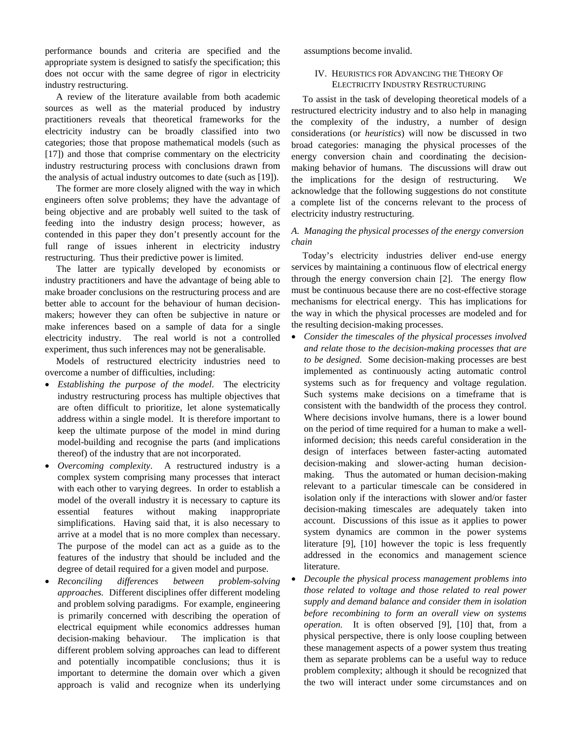performance bounds and criteria are specified and the appropriate system is designed to satisfy the specification; this does not occur with the same degree of rigor in electricity industry restructuring.

A review of the literature available from both academic sources as well as the material produced by industry practitioners reveals that theoretical frameworks for the electricity industry can be broadly classified into two categories; those that propose mathematical models (such as [17]) and those that comprise commentary on the electricity industry restructuring process with conclusions drawn from the analysis of actual industry outcomes to date (such as [19]).

The former are more closely aligned with the way in which engineers often solve problems; they have the advantage of being objective and are probably well suited to the task of feeding into the industry design process; however, as contended in this paper they don't presently account for the full range of issues inherent in electricity industry restructuring. Thus their predictive power is limited.

The latter are typically developed by economists or industry practitioners and have the advantage of being able to make broader conclusions on the restructuring process and are better able to account for the behaviour of human decision-makers; however they can often be subjective in nature or make inferences based on a sample of data for a single electricity industry. The real world is not a controlled experiment, thus such inferences may not be generalisable.

Models of restructured electricity industries need to overcome a number of difficulties, including:

- *Establishing the purpose of the model*. The electricity industry restructuring process has multiple objectives that are often difficult to prioritize, let alone systematically address within a single model. It is therefore important to keep the ultimate purpose of the model in mind during model-building and recognise the parts (and implications thereof) of the industry that are not incorporated.
- *Overcoming complexity*. A restructured industry is a complex system comprising many processes that interact with each other to varying degrees. In order to establish a model of the overall industry it is necessary to capture its essential features without making inappropriate simplifications. Having said that, it is also necessary to arrive at a model that is no more complex than necessary. The purpose of the model can act as a guide as to the features of the industry that should be included and the degree of detail required for a given model and purpose.
- *Reconciling differences between problem-solving approaches.* Different disciplines offer different modeling and problem solving paradigms. For example, engineering is primarily concerned with describing the operation of electrical equipment while economics addresses human decision-making behaviour. The implication is that different problem solving approaches can lead to different and potentially incompatible conclusions; thus it is important to determine the domain over which a given approach is valid and recognize when its underlying assumptions become invalid.

## IV. Heuristics for Advancing the Theory of Electricity Industry Restructuring

To assist in the task of developing theoretical models of a restructured electricity industry and to also help in managing the complexity of the industry, a number of design considerations (or *heuristics*) will now be discussed in two broad categories: managing the physical processes of the energy conversion chain and coordinating the decision-making behavior of humans. The discussions will draw out the implications for the design of restructuring. We acknowledge that the following suggestions do not constitute a complete list of the concerns relevant to the process of electricity industry restructuring.

### *A. Managing the physical processes of the energy conversion chain*

Today's electricity industries deliver end-use energy services by maintaining a continuous flow of electrical energy through the energy conversion chain [2]. The energy flow must be continuous because there are no cost-effective storage mechanisms for electrical energy. This has implications for the way in which the physical processes are modeled and for the resulting decision-making processes.

- *Consider the timescales of the physical processes involved and relate those to the decision-making processes that are to be designed.* Some decision-making processes are best implemented as continuously acting automatic control systems such as for frequency and voltage regulation. Such systems make decisions on a timeframe that is consistent with the bandwidth of the process they control. Where decisions involve humans, there is a lower bound on the period of time required for a human to make a well-informed decision; this needs careful consideration in the design of interfaces between faster-acting automated decision-making and slower-acting human decision-making. Thus the automated or human decision-making relevant to a particular timescale can be considered in isolation only if the interactions with slower and/or faster decision-making timescales are adequately taken into account. Discussions of this issue as it applies to power system dynamics are common in the power systems literature [9], [10] however the topic is less frequently addressed in the economics and management science literature.
- *Decouple the physical process management problems into those related to voltage and those related to real power supply and demand balance and consider them in isolation before recombining to form an overall view on systems operation.* It is often observed [9], [10] that, from a physical perspective, there is only loose coupling between these management aspects of a power system thus treating them as separate problems can be a useful way to reduce problem complexity; although it should be recognized that the two will interact under some circumstances and on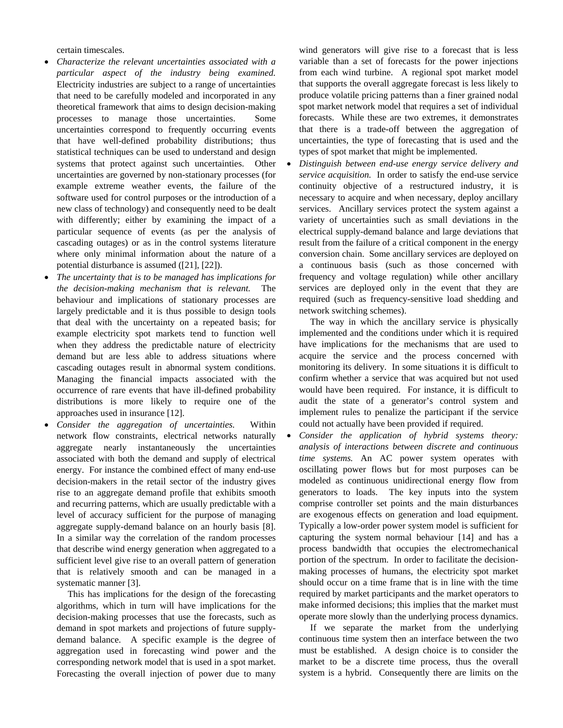certain timescales.

- *Characterize the relevant uncertainties associated with a particular aspect of the industry being examined.* Electricity industries are subject to a range of uncertainties that need to be carefully modeled and incorporated in any theoretical framework that aims to design decision-making processes to manage those uncertainties. Some uncertainties correspond to frequently occurring events that have well-defined probability distributions; thus statistical techniques can be used to understand and design systems that protect against such uncertainties. Other uncertainties are governed by non-stationary processes (for example extreme weather events, the failure of the software used for control purposes or the introduction of a new class of technology) and consequently need to be dealt with differently; either by examining the impact of a particular sequence of events (as per the analysis of cascading outages) or as in the control systems literature where only minimal information about the nature of a potential disturbance is assumed ([21], [22]).
- *The uncertainty that is to be managed has implications for the decision-making mechanism that is relevant.* The behaviour and implications of stationary processes are largely predictable and it is thus possible to design tools that deal with the uncertainty on a repeated basis; for example electricity spot markets tend to function well when they address the predictable nature of electricity demand but are less able to address situations where cascading outages result in abnormal system conditions. Managing the financial impacts associated with the occurrence of rare events that have ill-defined probability distributions is more likely to require one of the approaches used in insurance [12].
- *Consider the aggregation of uncertainties.* Within network flow constraints, electrical networks naturally aggregate nearly instantaneously the uncertainties associated with both the demand and supply of electrical energy. For instance the combined effect of many end-use decision-makers in the retail sector of the industry gives rise to an aggregate demand profile that exhibits smooth and recurring patterns, which are usually predictable with a level of accuracy sufficient for the purpose of managing aggregate supply-demand balance on an hourly basis [8]. In a similar way the correlation of the random processes that describe wind energy generation when aggregated to a sufficient level give rise to an overall pattern of generation that is relatively smooth and can be managed in a systematic manner [3].

  This has implications for the design of the forecasting algorithms, which in turn will have implications for the decision-making processes that use the forecasts, such as demand in spot markets and projections of future supply-demand balance. A specific example is the degree of aggregation used in forecasting wind power and the corresponding network model that is used in a spot market. Forecasting the overall injection of power due to many wind generators will give rise to a forecast that is less variable than a set of forecasts for the power injections from each wind turbine. A regional spot market model that supports the overall aggregate forecast is less likely to produce volatile pricing patterns than a finer grained nodal spot market network model that requires a set of individual forecasts. While these are two extremes, it demonstrates that there is a trade-off between the aggregation of uncertainties, the type of forecasting that is used and the types of spot market that might be implemented.
- *Distinguish between end-use energy service delivery and service acquisition.* In order to satisfy the end-use service continuity objective of a restructured industry, it is necessary to acquire and when necessary, deploy ancillary services. Ancillary services protect the system against a variety of uncertainties such as small deviations in the electrical supply-demand balance and large deviations that result from the failure of a critical component in the energy conversion chain. Some ancillary services are deployed on a continuous basis (such as those concerned with frequency and voltage regulation) while other ancillary services are deployed only in the event that they are required (such as frequency-sensitive load shedding and network switching schemes).

  The way in which the ancillary service is physically implemented and the conditions under which it is required have implications for the mechanisms that are used to acquire the service and the process concerned with monitoring its delivery. In some situations it is difficult to confirm whether a service that was acquired but not used would have been required. For instance, it is difficult to audit the state of a generator's control system and implement rules to penalize the participant if the service could not actually have been provided if required.
- *Consider the application of hybrid systems theory: analysis of interactions between discrete and continuous time systems.* An AC power system operates with oscillating power flows but for most purposes can be modeled as continuous unidirectional energy flow from generators to loads. The key inputs into the system comprise controller set points and the main disturbances are exogenous effects on generation and load equipment. Typically a low-order power system model is sufficient for capturing the system normal behaviour [14] and has a process bandwidth that occupies the electromechanical portion of the spectrum. In order to facilitate the decision-making processes of humans, the electricity spot market should occur on a time frame that is in line with the time required by market participants and the market operators to make informed decisions; this implies that the market must operate more slowly than the underlying process dynamics.

  If we separate the market from the underlying continuous time system then an interface between the two must be established. A design choice is to consider the market to be a discrete time process, thus the overall system is a hybrid. Consequently there are limits on the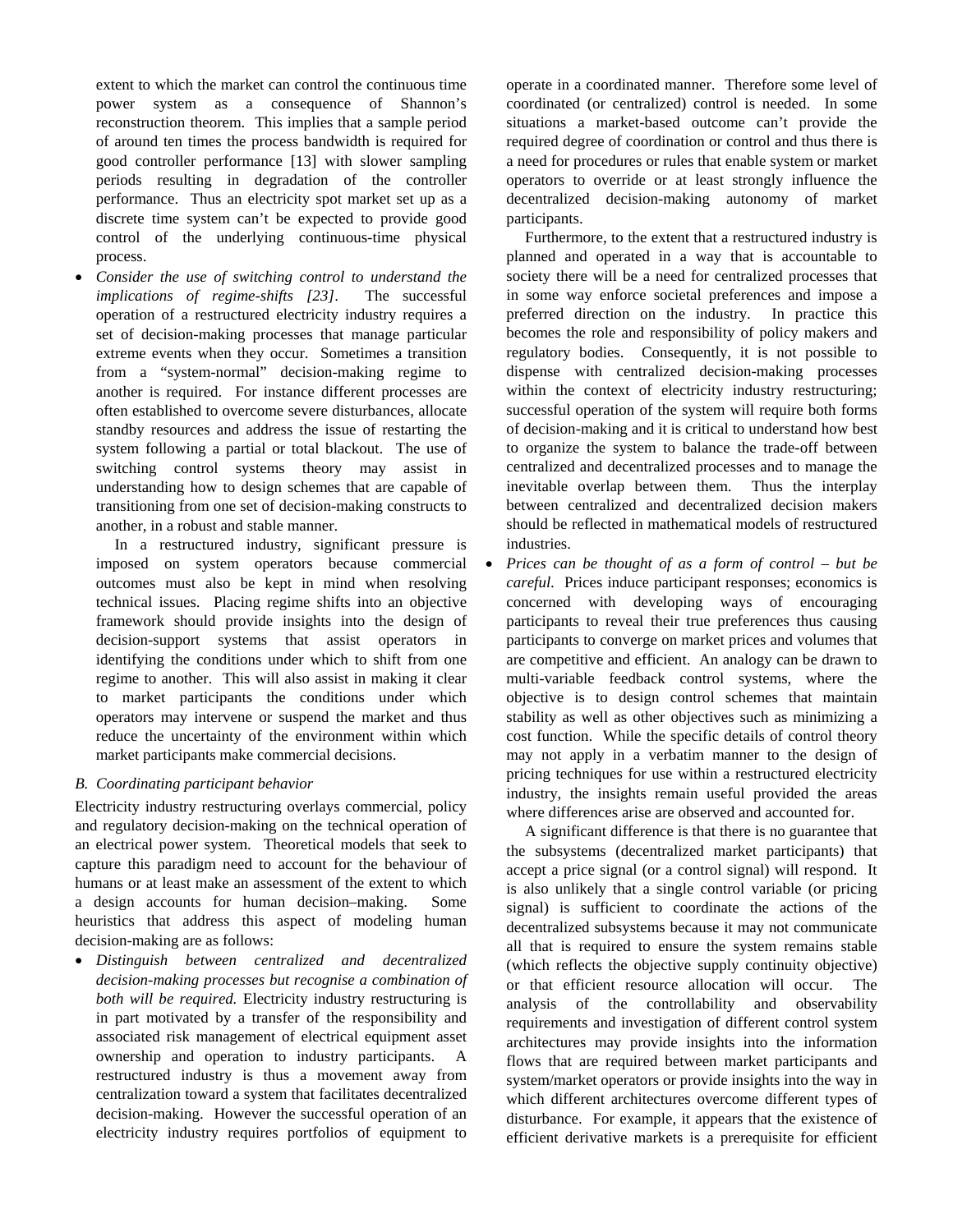extent to which the market can control the continuous time power system as a consequence of Shannon's reconstruction theorem. This implies that a sample period of around ten times the process bandwidth is required for good controller performance [13] with slower sampling periods resulting in degradation of the controller performance. Thus an electricity spot market set up as a discrete time system can't be expected to provide good control of the underlying continuous-time physical process.

- *Consider the use of switching control to understand the implications of regime-shifts [23].* The successful operation of a restructured electricity industry requires a set of decision-making processes that manage particular extreme events when they occur. Sometimes a transition from a "system-normal" decision-making regime to another is required. For instance different processes are often established to overcome severe disturbances, allocate standby resources and address the issue of restarting the system following a partial or total blackout. The use of switching control systems theory may assist in understanding how to design schemes that are capable of transitioning from one set of decision-making constructs to another, in a robust and stable manner.

  In a restructured industry, significant pressure is imposed on system operators because commercial outcomes must also be kept in mind when resolving technical issues. Placing regime shifts into an objective framework should provide insights into the design of decision-support systems that assist operators in identifying the conditions under which to shift from one regime to another. This will also assist in making it clear to market participants the conditions under which operators may intervene or suspend the market and thus reduce the uncertainty of the environment within which market participants make commercial decisions.

### B. Coordinating participant behavior

Electricity industry restructuring overlays commercial, policy and regulatory decision-making on the technical operation of an electrical power system. Theoretical models that seek to capture this paradigm need to account for the behaviour of humans or at least make an assessment of the extent to which a design accounts for human decision–making. Some heuristics that address this aspect of modeling human decision-making are as follows:

- *Distinguish between centralized and decentralized decision-making processes but recognise a combination of both will be required.* Electricity industry restructuring is in part motivated by a transfer of the responsibility and associated risk management of electrical equipment asset ownership and operation to industry participants. A restructured industry is thus a movement away from centralization toward a system that facilitates decentralized decision-making. However the successful operation of an electricity industry requires portfolios of equipment to operate in a coordinated manner. Therefore some level of coordinated (or centralized) control is needed. In some situations a market-based outcome can't provide the required degree of coordination or control and thus there is a need for procedures or rules that enable system or market operators to override or at least strongly influence the decentralized decision-making autonomy of market participants.

  Furthermore, to the extent that a restructured industry is planned and operated in a way that is accountable to society there will be a need for centralized processes that in some way enforce societal preferences and impose a preferred direction on the industry. In practice this becomes the role and responsibility of policy makers and regulatory bodies. Consequently, it is not possible to dispense with centralized decision-making processes within the context of electricity industry restructuring; successful operation of the system will require both forms of decision-making and it is critical to understand how best to organize the system to balance the trade-off between centralized and decentralized processes and to manage the inevitable overlap between them. Thus the interplay between centralized and decentralized decision makers should be reflected in mathematical models of restructured industries.

- *Prices can be thought of as a form of control – but be careful.* Prices induce participant responses; economics is concerned with developing ways of encouraging participants to reveal their true preferences thus causing participants to converge on market prices and volumes that are competitive and efficient. An analogy can be drawn to multi-variable feedback control systems, where the objective is to design control schemes that maintain stability as well as other objectives such as minimizing a cost function. While the specific details of control theory may not apply in a verbatim manner to the design of pricing techniques for use within a restructured electricity industry, the insights remain useful provided the areas where differences arise are observed and accounted for.

  A significant difference is that there is no guarantee that the subsystems (decentralized market participants) that accept a price signal (or a control signal) will respond. It is also unlikely that a single control variable (or pricing signal) is sufficient to coordinate the actions of the decentralized subsystems because it may not communicate all that is required to ensure the system remains stable (which reflects the objective supply continuity objective) or that efficient resource allocation will occur. The analysis of the controllability and observability requirements and investigation of different control system architectures may provide insights into the information flows that are required between market participants and system/market operators or provide insights into the way in which different architectures overcome different types of disturbance. For example, it appears that the existence of efficient derivative markets is a prerequisite for efficient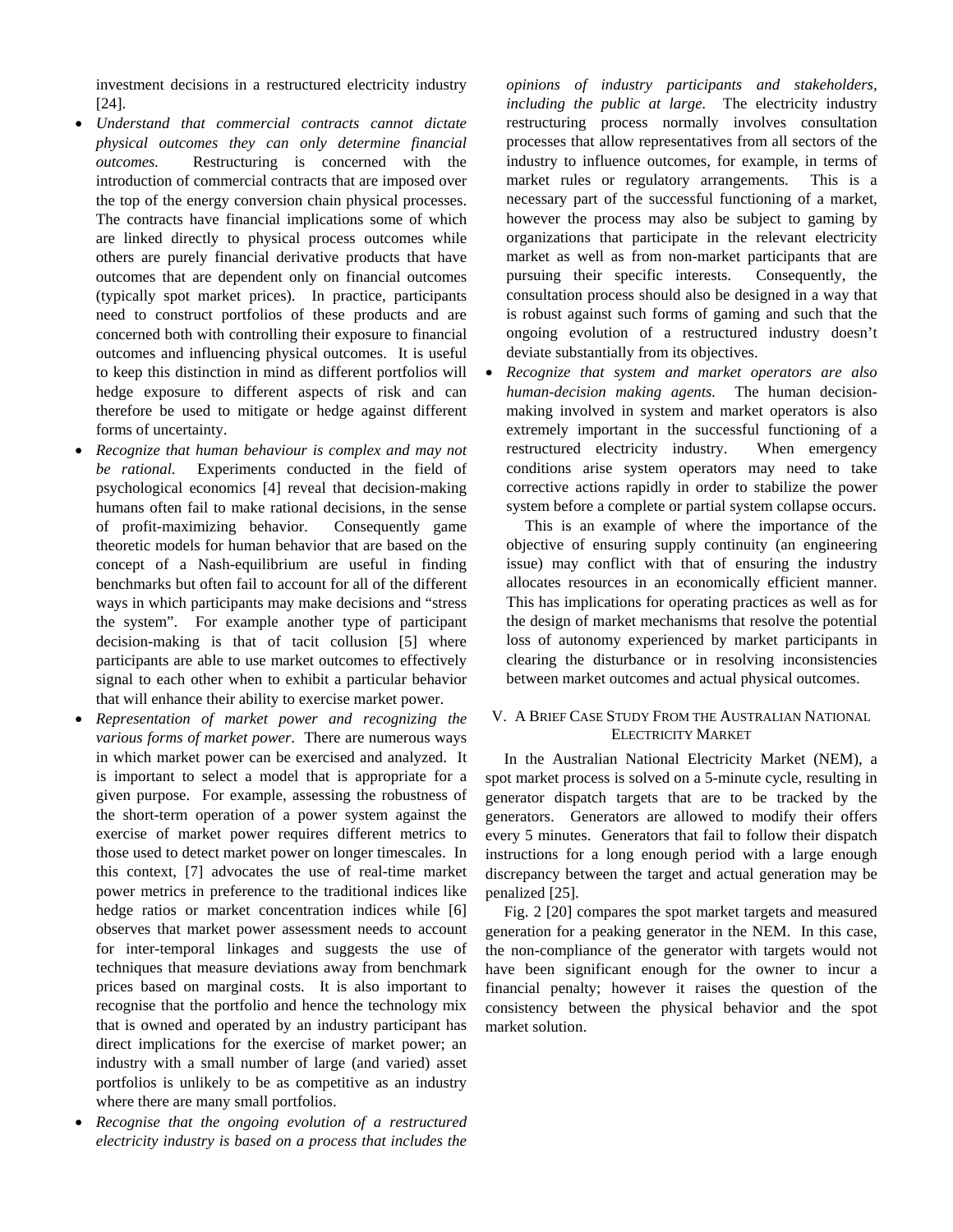investment decisions in a restructured electricity industry [24].

- *Understand that commercial contracts cannot dictate physical outcomes they can only determine financial outcomes.* Restructuring is concerned with the introduction of commercial contracts that are imposed over the top of the energy conversion chain physical processes. The contracts have financial implications some of which are linked directly to physical process outcomes while others are purely financial derivative products that have outcomes that are dependent only on financial outcomes (typically spot market prices). In practice, participants need to construct portfolios of these products and are concerned both with controlling their exposure to financial outcomes and influencing physical outcomes. It is useful to keep this distinction in mind as different portfolios will hedge exposure to different aspects of risk and can therefore be used to mitigate or hedge against different forms of uncertainty.
- *Recognize that human behaviour is complex and may not be rational.* Experiments conducted in the field of psychological economics [4] reveal that decision-making humans often fail to make rational decisions, in the sense of profit-maximizing behavior. Consequently game theoretic models for human behavior that are based on the concept of a Nash-equilibrium are useful in finding benchmarks but often fail to account for all of the different ways in which participants may make decisions and "stress the system". For example another type of participant decision-making is that of tacit collusion [5] where participants are able to use market outcomes to effectively signal to each other when to exhibit a particular behavior that will enhance their ability to exercise market power.
- *Representation of market power and recognizing the various forms of market power*. There are numerous ways in which market power can be exercised and analyzed. It is important to select a model that is appropriate for a given purpose. For example, assessing the robustness of the short-term operation of a power system against the exercise of market power requires different metrics to those used to detect market power on longer timescales. In this context, [7] advocates the use of real-time market power metrics in preference to the traditional indices like hedge ratios or market concentration indices while [6] observes that market power assessment needs to account for inter-temporal linkages and suggests the use of techniques that measure deviations away from benchmark prices based on marginal costs. It is also important to recognise that the portfolio and hence the technology mix that is owned and operated by an industry participant has direct implications for the exercise of market power; an industry with a small number of large (and varied) asset portfolios is unlikely to be as competitive as an industry where there are many small portfolios.
- *Recognise that the ongoing evolution of a restructured electricity industry is based on a process that includes the opinions of industry participants and stakeholders, including the public at large.* The electricity industry restructuring process normally involves consultation processes that allow representatives from all sectors of the industry to influence outcomes, for example, in terms of market rules or regulatory arrangements. This is a necessary part of the successful functioning of a market, however the process may also be subject to gaming by organizations that participate in the relevant electricity market as well as from non-market participants that are pursuing their specific interests. Consequently, the consultation process should also be designed in a way that is robust against such forms of gaming and such that the ongoing evolution of a restructured industry doesn't deviate substantially from its objectives.
- *Recognize that system and market operators are also human-decision making agents.* The human decision-making involved in system and market operators is also extremely important in the successful functioning of a restructured electricity industry. When emergency conditions arise system operators may need to take corrective actions rapidly in order to stabilize the power system before a complete or partial system collapse occurs.

  This is an example of where the importance of the objective of ensuring supply continuity (an engineering issue) may conflict with that of ensuring the industry allocates resources in an economically efficient manner. This has implications for operating practices as well as for the design of market mechanisms that resolve the potential loss of autonomy experienced by market participants in clearing the disturbance or in resolving inconsistencies between market outcomes and actual physical outcomes.

## V. A Brief Case Study From the Australian National Electricity Market

In the Australian National Electricity Market (NEM), a spot market process is solved on a 5-minute cycle, resulting in generator dispatch targets that are to be tracked by the generators. Generators are allowed to modify their offers every 5 minutes. Generators that fail to follow their dispatch instructions for a long enough period with a large enough discrepancy between the target and actual generation may be penalized [25].

Fig. 2 [20] compares the spot market targets and measured generation for a peaking generator in the NEM. In this case, the non-compliance of the generator with targets would not have been significant enough for the owner to incur a financial penalty; however it raises the question of the consistency between the physical behavior and the spot market solution.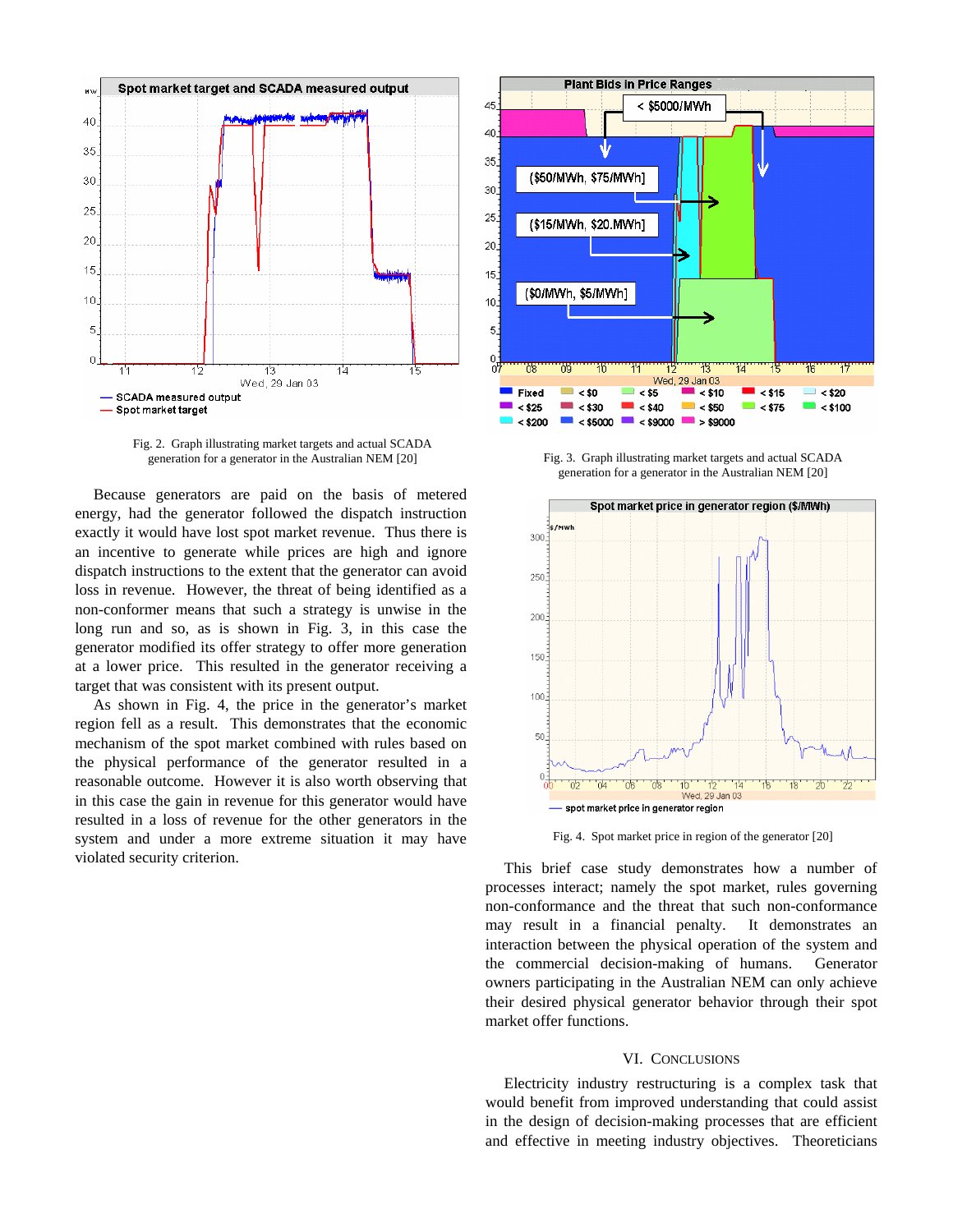Fig. 2. Graph illustrating market targets and actual SCADA generation for a generator in the Australian NEM [20]

Because generators are paid on the basis of metered energy, had the generator followed the dispatch instruction exactly it would have lost spot market revenue. Thus there is an incentive to generate while prices are high and ignore dispatch instructions to the extent that the generator can avoid loss in revenue. However, the threat of being identified as a non-conformer means that such a strategy is unwise in the long run and so, as is shown in Fig. 3, in this case the generator modified its offer strategy to offer more generation at a lower price. This resulted in the generator receiving a target that was consistent with its present output.

As shown in Fig. 4, the price in the generator's market region fell as a result. This demonstrates that the economic mechanism of the spot market combined with rules based on the physical performance of the generator resulted in a reasonable outcome. However it is also worth observing that in this case the gain in revenue for this generator would have resulted in a loss of revenue for the other generators in the system and under a more extreme situation it may have violated security criterion.

Fig. 3. Graph illustrating market targets and actual SCADA generation for a generator in the Australian NEM [20]

Fig. 4. Spot market price in region of the generator [20]

This brief case study demonstrates how a number of processes interact; namely the spot market, rules governing non-conformance and the threat that such non-conformance may result in a financial penalty. It demonstrates an interaction between the physical operation of the system and the commercial decision-making of humans. Generator owners participating in the Australian NEM can only achieve their desired physical generator behavior through their spot market offer functions.

## VI. Conclusions

Electricity industry restructuring is a complex task that would benefit from improved understanding that could assist in the design of decision-making processes that are efficient and effective in meeting industry objectives. Theoreticians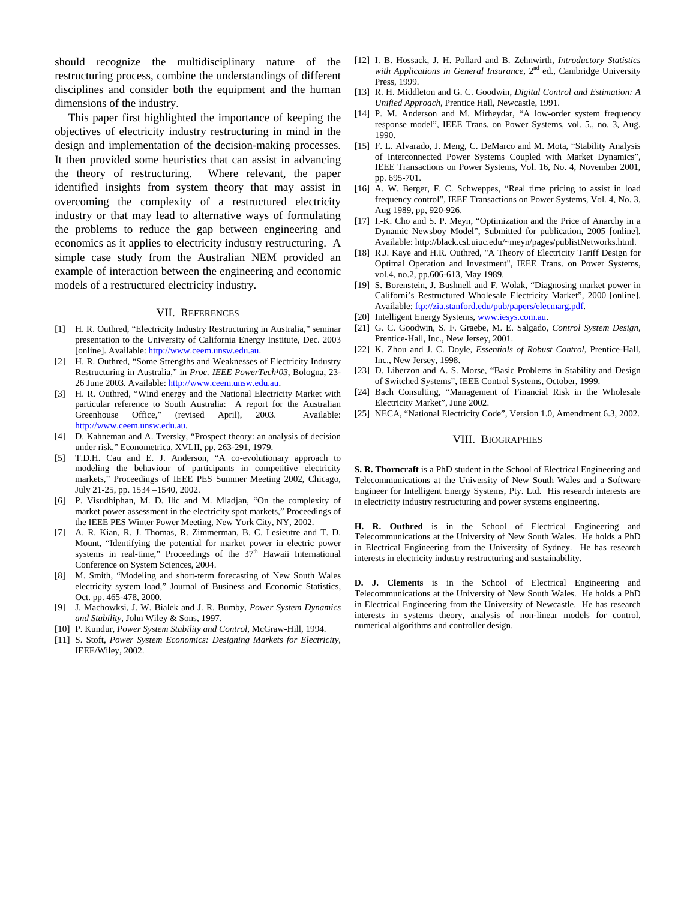should recognize the multidisciplinary nature of the restructuring process, combine the understandings of different disciplines and consider both the equipment and the human dimensions of the industry.

This paper first highlighted the importance of keeping the objectives of electricity industry restructuring in mind in the design and implementation of the decision-making processes. It then provided some heuristics that can assist in advancing the theory of restructuring. Where relevant, the paper identified insights from system theory that may assist in overcoming the complexity of a restructured electricity industry or that may lead to alternative ways of formulating the problems to reduce the gap between engineering and economics as it applies to electricity industry restructuring. A simple case study from the Australian NEM provided an example of interaction between the engineering and economic models of a restructured electricity industry.

## VII. References

[1] H. R. Outhred, "Electricity Industry Restructuring in Australia," seminar presentation to the University of California Energy Institute, Dec. 2003 [online]. Available: http://www.ceem.unsw.edu.au.

[2] H. R. Outhred, "Some Strengths and Weaknesses of Electricity Industry Restructuring in Australia," in *Proc. IEEE PowerTech'03*, Bologna, 23-26 June 2003. Available: http://www.ceem.unsw.edu.au.

[3] H. R. Outhred, "Wind energy and the National Electricity Market with particular reference to South Australia: A report for the Australian Greenhouse Office," (revised April), 2003. Available: http://www.ceem.unsw.edu.au.

[4] D. Kahneman and A. Tversky, "Prospect theory: an analysis of decision under risk," Econometrica, XVLII, pp. 263-291, 1979.

[5] T.D.H. Cau and E. J. Anderson, "A co-evolutionary approach to modeling the behaviour of participants in competitive electricity markets," Proceedings of IEEE PES Summer Meeting 2002, Chicago, July 21-25, pp. 1534 –1540, 2002.

[6] P. Visudhiphan, M. D. Ilic and M. Mladjan, "On the complexity of market power assessment in the electricity spot markets," Proceedings of the IEEE PES Winter Power Meeting, New York City, NY, 2002.

[7] A. R. Kian, R. J. Thomas, R. Zimmerman, B. C. Lesieutre and T. D. Mount, "Identifying the potential for market power in electric power systems in real-time," Proceedings of the 37th Hawaii International Conference on System Sciences, 2004.

[8] M. Smith, "Modeling and short-term forecasting of New South Wales electricity system load," Journal of Business and Economic Statistics, Oct. pp. 465-478, 2000.

[9] J. Machowksi, J. W. Bialek and J. R. Bumby, *Power System Dynamics and Stability*, John Wiley & Sons, 1997.

[10] P. Kundur, *Power System Stability and Control*, McGraw-Hill, 1994.

[11] S. Stoft, *Power System Economics: Designing Markets for Electricity*, IEEE/Wiley, 2002.

[12] I. B. Hossack, J. H. Pollard and B. Zehnwirth, *Introductory Statistics with Applications in General Insurance*, 2nd ed., Cambridge University Press, 1999.

[13] R. H. Middleton and G. C. Goodwin, *Digital Control and Estimation: A Unified Approach*, Prentice Hall, Newcastle, 1991.

[14] P. M. Anderson and M. Mirheydar, "A low-order system frequency response model", IEEE Trans. on Power Systems, vol. 5., no. 3, Aug. 1990.

[15] F. L. Alvarado, J. Meng, C. DeMarco and M. Mota, "Stability Analysis of Interconnected Power Systems Coupled with Market Dynamics", IEEE Transactions on Power Systems, Vol. 16, No. 4, November 2001, pp. 695-701.

[16] A. W. Berger, F. C. Schweppes, "Real time pricing to assist in load frequency control", IEEE Transactions on Power Systems, Vol. 4, No. 3, Aug 1989, pp, 920-926.

[17] I.-K. Cho and S. P. Meyn, "Optimization and the Price of Anarchy in a Dynamic Newsboy Model", Submitted for publication, 2005 [online]. Available: http://black.csl.uiuc.edu/~meyn/pages/publistNetworks.html.

[18] R.J. Kaye and H.R. Outhred, "A Theory of Electricity Tariff Design for Optimal Operation and Investment", IEEE Trans. on Power Systems, vol.4, no.2, pp.606-613, May 1989.

[19] S. Borenstein, J. Bushnell and F. Wolak, "Diagnosing market power in Californi's Restructured Wholesale Electricity Market", 2000 [online]. Available: ftp://zia.stanford.edu/pub/papers/elecmarg.pdf.

[20] Intelligent Energy Systems, www.iesys.com.au.

[21] G. C. Goodwin, S. F. Graebe, M. E. Salgado, *Control System Design*, Prentice-Hall, Inc., New Jersey, 2001.

[22] K. Zhou and J. C. Doyle, *Essentials of Robust Control*, Prentice-Hall, Inc., New Jersey, 1998.

[23] D. Liberzon and A. S. Morse, "Basic Problems in Stability and Design of Switched Systems", IEEE Control Systems, October, 1999.

[24] Bach Consulting, "Management of Financial Risk in the Wholesale Electricity Market", June 2002.

[25] NECA, "National Electricity Code", Version 1.0, Amendment 6.3, 2002.

## VIII. Biographies

**S. R. Thorncraft** is a PhD student in the School of Electrical Engineering and Telecommunications at the University of New South Wales and a Software Engineer for Intelligent Energy Systems, Pty. Ltd. His research interests are in electricity industry restructuring and power systems engineering.

**H. R. Outhred** is in the School of Electrical Engineering and Telecommunications at the University of New South Wales. He holds a PhD in Electrical Engineering from the University of Sydney. He has research interests in electricity industry restructuring and sustainability.

**D. J. Clements** is in the School of Electrical Engineering and Telecommunications at the University of New South Wales. He holds a PhD in Electrical Engineering from the University of Newcastle. He has research interests in systems theory, analysis of non-linear models for control, numerical algorithms and controller design.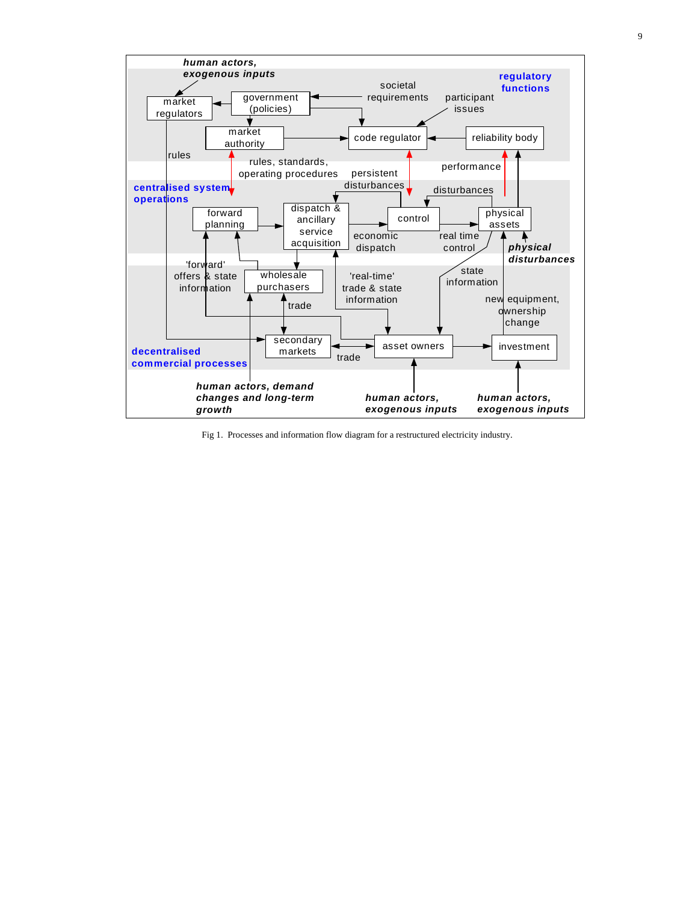human actors, exogenous inputs

regulatory functions

market regulators

government (policies)

societal requirements

participant issues

market authority

code regulator

reliability body

rules

rules, standards, operating procedures

persistent disturbances

performance

centralised system operations

disturbances

forward planning

dispatch & ancillary service acquisition

control

physical assets

economic dispatch

real time control

physical disturbances

'forward' offers & state information

wholesale purchasers

'real-time' trade & state information

state information

trade

new equipment, ownership change

secondary markets

asset owners

investment

decentralised commercial processes

trade

human actors, demand changes and long-term growth

human actors, exogenous inputs

human actors, exogenous inputs

Fig 1. Processes and information flow diagram for a restructured electricity industry.